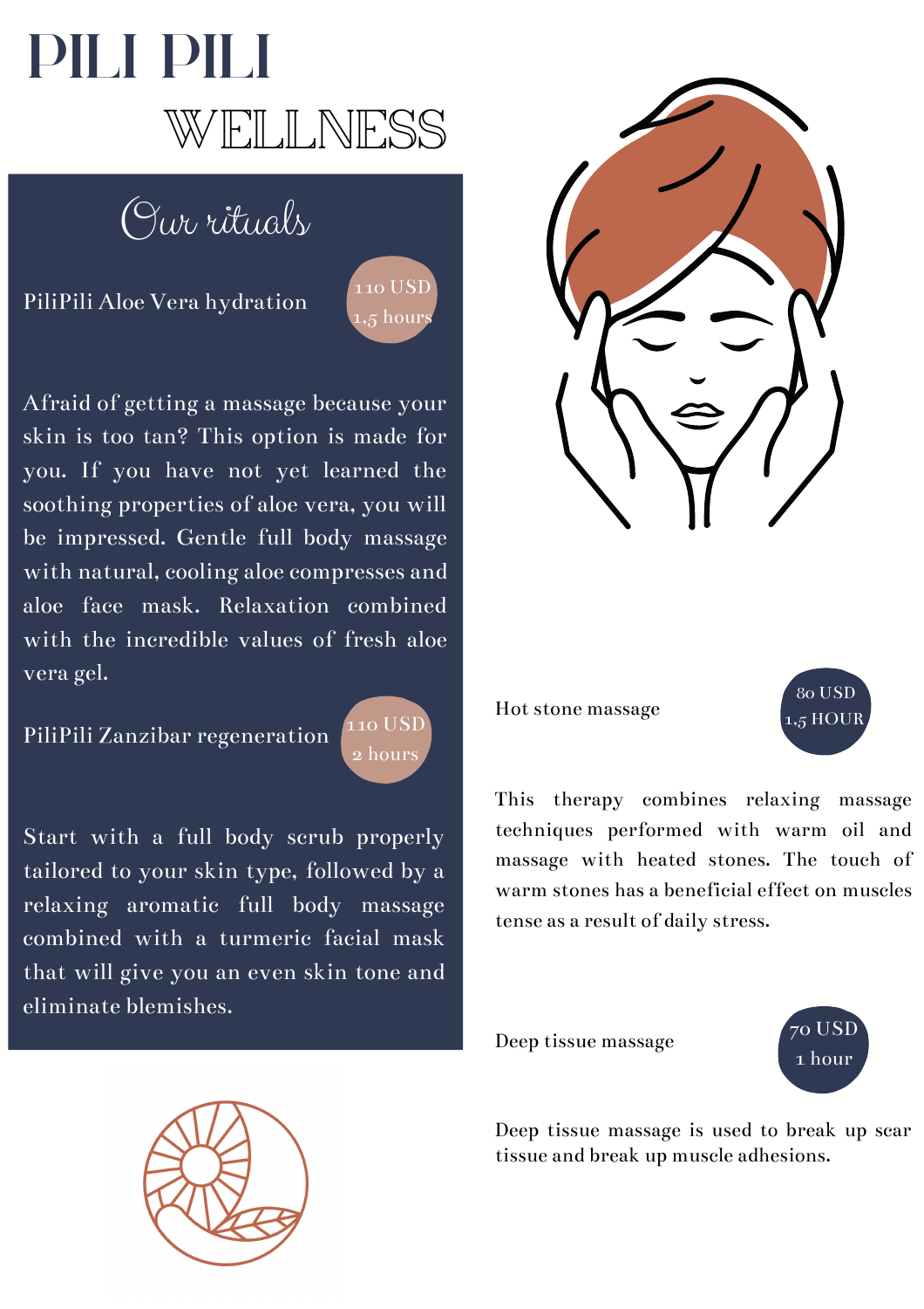# PILI PILI WELLNESS

## Our rituals

### PiliPili Aloe Vera hydration

110 USD
1,5 hours

Afraid of getting a massage because your skin is too tan? This option is made for you. If you have not yet learned the soothing properties of aloe vera, you will be impressed. Gentle full body massage with natural, cooling aloe compresses and aloe face mask. Relaxation combined with the incredible values of fresh aloe vera gel.

### PiliPili Zanzibar regeneration

110 USD
2 hours

Start with a full body scrub properly tailored to your skin type, followed by a relaxing aromatic full body massage combined with a turmeric facial mask that will give you an even skin tone and eliminate blemishes.

### Hot stone massage

80 USD
1,5 HOUR

This therapy combines relaxing massage techniques performed with warm oil and massage with heated stones. The touch of warm stones has a beneficial effect on muscles tense as a result of daily stress.

### Deep tissue massage

70 USD
1 hour

Deep tissue massage is used to break up scar tissue and break up muscle adhesions.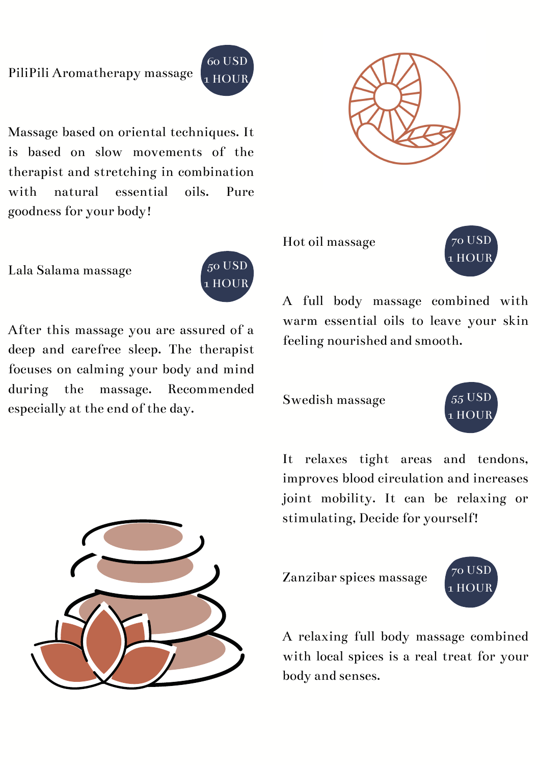## PiliPili Aromatherapy massage

60 USD
1 HOUR

Massage based on oriental techniques. It is based on slow movements of the therapist and stretching in combination with natural essential oils. Pure goodness for your body!

## Lala Salama massage

50 USD
1 HOUR

After this massage you are assured of a deep and carefree sleep. The therapist focuses on calming your body and mind during the massage. Recommended especially at the end of the day.

## Hot oil massage

70 USD
1 HOUR

A full body massage combined with warm essential oils to leave your skin feeling nourished and smooth.

## Swedish massage

55 USD
1 HOUR

It relaxes tight areas and tendons, improves blood circulation and increases joint mobility. It can be relaxing or stimulating, Decide for yourself!

## Zanzibar spices massage

70 USD
1 HOUR

A relaxing full body massage combined with local spices is a real treat for your body and senses.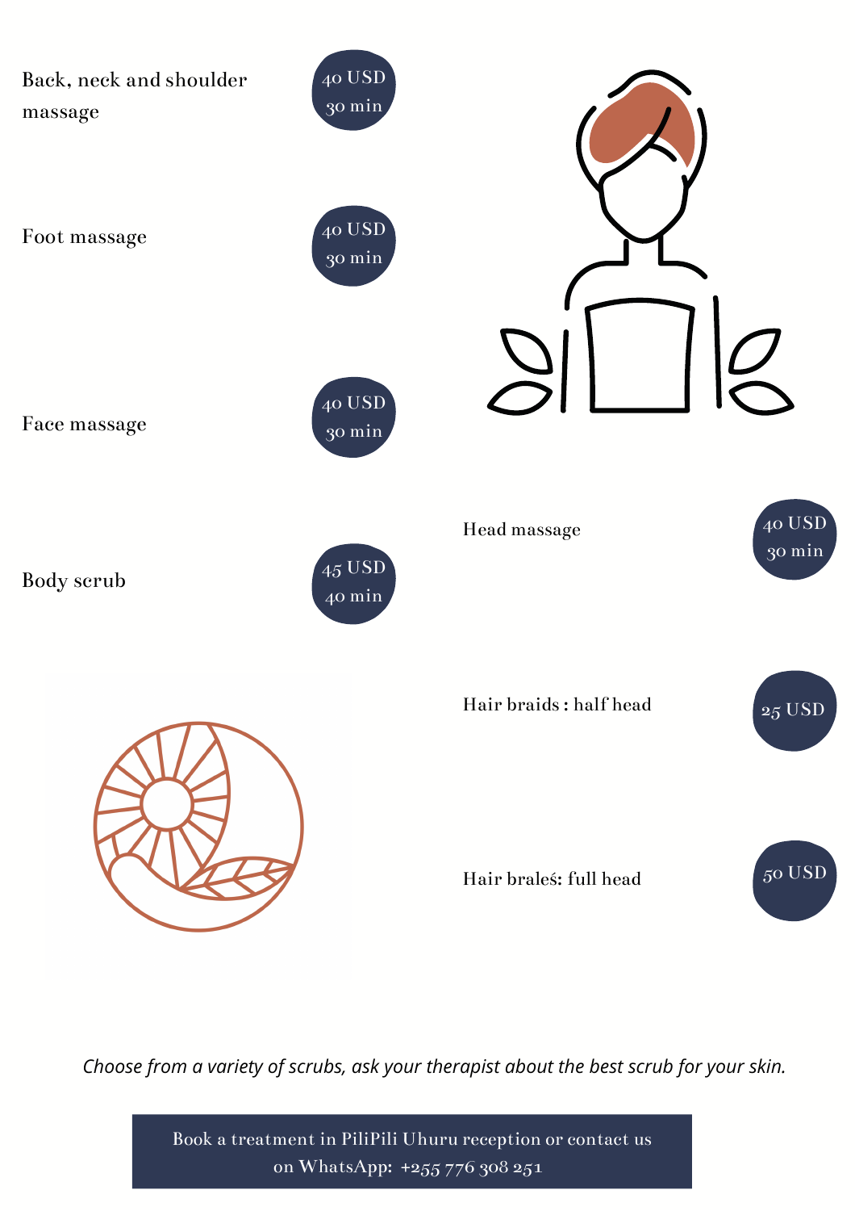Back, neck and shoulder massage — 40 USD, 30 min

Foot massage — 40 USD, 30 min

Face massage — 40 USD, 30 min

Body scrub — 45 USD, 40 min

Head massage — 40 USD, 30 min

Hair braids : half head — 25 USD

Hair braleś: full head — 50 USD

*Choose from a variety of scrubs, ask your therapist about the best scrub for your skin.*

Book a treatment in PiliPili Uhuru reception or contact us on WhatsApp: +255 776 308 251